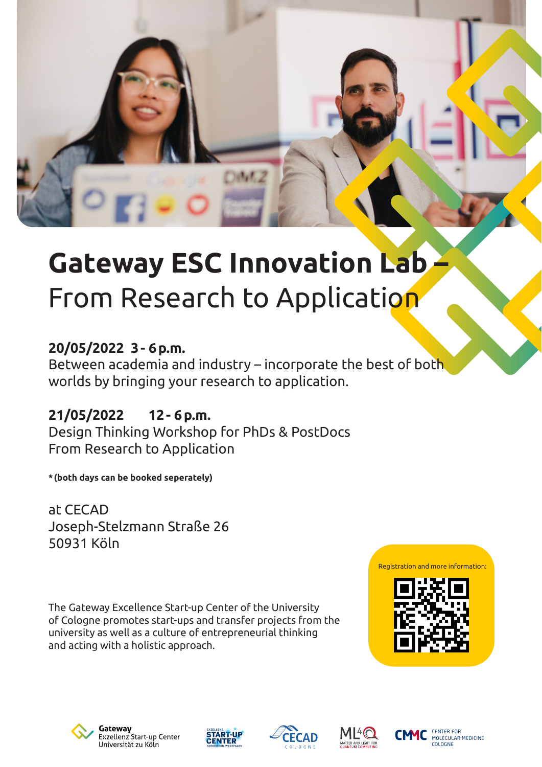# Gateway ESC Innovation Lab – From Research to Application

**20/05/2022 3 - 6 p.m.**
Between academia and industry – incorporate the best of both worlds by bringing your research to application.

**21/05/2022 12 - 6 p.m.**
Design Thinking Workshop for PhDs & PostDocs
From Research to Application

*** (both days can be booked seperately)**

at CECAD
Joseph-Stelzmann Straße 26
50931 Köln

Registration and more information:

The Gateway Excellence Start-up Center of the University of Cologne promotes start-ups and transfer projects from the university as well as a culture of entrepreneurial thinking and acting with a holistic approach.

Gateway Exzellenz Start-up Center Universität zu Köln | Exzellenz Start-up Center Nordrhein-Westfalen | CECAD Cologne | ML4Q Matter and Light for Quantum Computing | CMMC Center for Molecular Medicine Cologne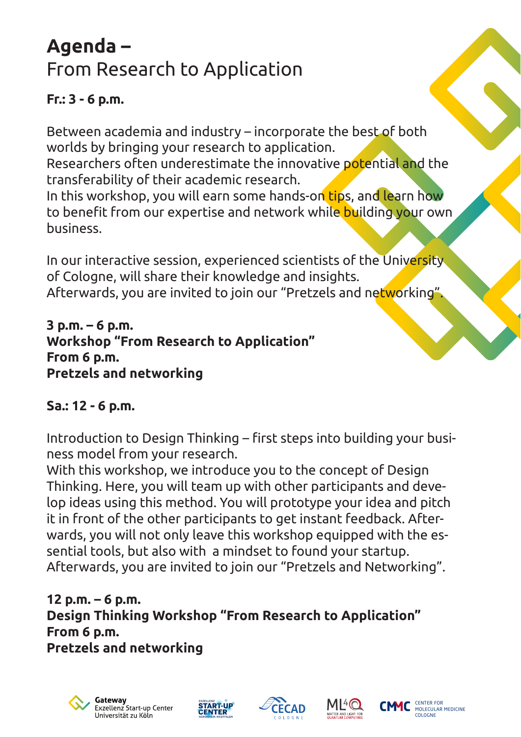# Agenda –
From Research to Application

**Fr.: 3 - 6 p.m.**

Between academia and industry – incorporate the best of both worlds by bringing your research to application.
Researchers often underestimate the innovative potential and the transferability of their academic research.
In this workshop, you will earn some hands-on tips, and learn how to benefit from our expertise and network while building your own business.

In our interactive session, experienced scientists of the University of Cologne, will share their knowledge and insights.
Afterwards, you are invited to join our "Pretzels and networking".

**3 p.m. – 6 p.m.**
**Workshop "From Research to Application"**
**From 6 p.m.**
**Pretzels and networking**

**Sa.: 12 - 6 p.m.**

Introduction to Design Thinking – first steps into building your business model from your research.
With this workshop, we introduce you to the concept of Design Thinking. Here, you will team up with other participants and develop ideas using this method. You will prototype your idea and pitch it in front of the other participants to get instant feedback. Afterwards, you will not only leave this workshop equipped with the essential tools, but also with a mindset to found your startup.
Afterwards, you are invited to join our "Pretzels and Networking".

**12 p.m. – 6 p.m.**
**Design Thinking Workshop "From Research to Application"**
**From 6 p.m.**
**Pretzels and networking**

Gateway Exzellenz Start-up Center Universität zu Köln | Exzellenz Start-up Center Nordrhein-Westfalen | CECAD Cologne | ML4Q Matter and Light for Quantum Computing | CMMC Center for Molecular Medicine Cologne